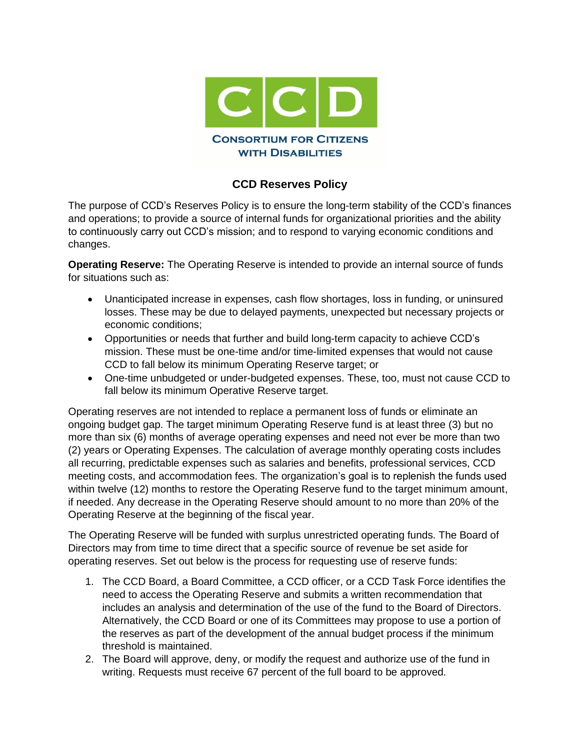CONSORTIUM FOR CITIZENS WITH DISABILITIES

# CCD Reserves Policy

The purpose of CCD's Reserves Policy is to ensure the long-term stability of the CCD's finances and operations; to provide a source of internal funds for organizational priorities and the ability to continuously carry out CCD's mission; and to respond to varying economic conditions and changes.

**Operating Reserve:** The Operating Reserve is intended to provide an internal source of funds for situations such as:

- Unanticipated increase in expenses, cash flow shortages, loss in funding, or uninsured losses. These may be due to delayed payments, unexpected but necessary projects or economic conditions;
- Opportunities or needs that further and build long-term capacity to achieve CCD's mission. These must be one-time and/or time-limited expenses that would not cause CCD to fall below its minimum Operating Reserve target; or
- One-time unbudgeted or under-budgeted expenses. These, too, must not cause CCD to fall below its minimum Operative Reserve target.

Operating reserves are not intended to replace a permanent loss of funds or eliminate an ongoing budget gap. The target minimum Operating Reserve fund is at least three (3) but no more than six (6) months of average operating expenses and need not ever be more than two (2) years or Operating Expenses. The calculation of average monthly operating costs includes all recurring, predictable expenses such as salaries and benefits, professional services, CCD meeting costs, and accommodation fees. The organization's goal is to replenish the funds used within twelve (12) months to restore the Operating Reserve fund to the target minimum amount, if needed. Any decrease in the Operating Reserve should amount to no more than 20% of the Operating Reserve at the beginning of the fiscal year.

The Operating Reserve will be funded with surplus unrestricted operating funds. The Board of Directors may from time to time direct that a specific source of revenue be set aside for operating reserves. Set out below is the process for requesting use of reserve funds:

1. The CCD Board, a Board Committee, a CCD officer, or a CCD Task Force identifies the need to access the Operating Reserve and submits a written recommendation that includes an analysis and determination of the use of the fund to the Board of Directors. Alternatively, the CCD Board or one of its Committees may propose to use a portion of the reserves as part of the development of the annual budget process if the minimum threshold is maintained.
2. The Board will approve, deny, or modify the request and authorize use of the fund in writing. Requests must receive 67 percent of the full board to be approved.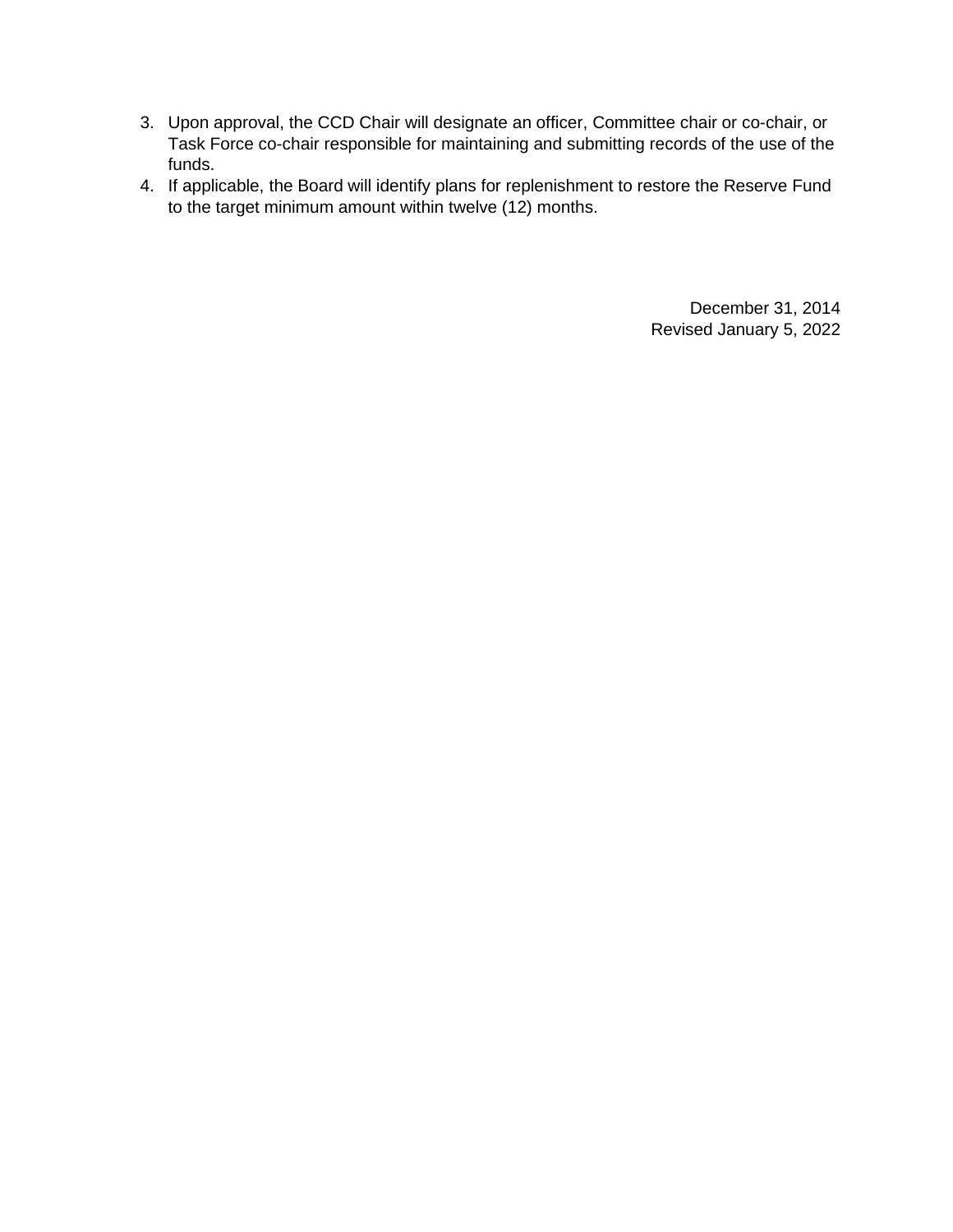3. Upon approval, the CCD Chair will designate an officer, Committee chair or co-chair, or Task Force co-chair responsible for maintaining and submitting records of the use of the funds.
4. If applicable, the Board will identify plans for replenishment to restore the Reserve Fund to the target minimum amount within twelve (12) months.

December 31, 2014
Revised January 5, 2022